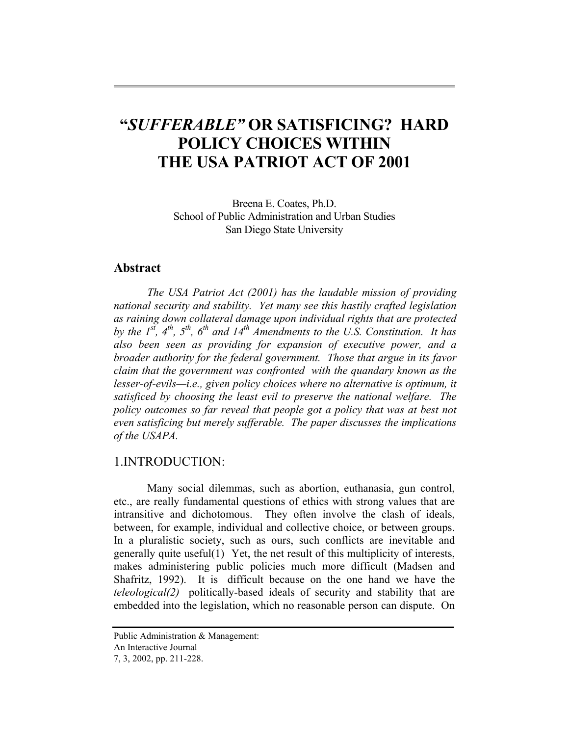# "*SUFFERABLE*" OR SATISFICING? HARD POLICY CHOICES WITHIN THE USA PATRIOT ACT OF 2001

Breena E. Coates, Ph.D.
School of Public Administration and Urban Studies
San Diego State University

## Abstract

*The USA Patriot Act (2001) has the laudable mission of providing national security and stability. Yet many see this hastily crafted legislation as raining down collateral damage upon individual rights that are protected by the 1st, 4th, 5th, 6th and 14th Amendments to the U.S. Constitution. It has also been seen as providing for expansion of executive power, and a broader authority for the federal government. Those that argue in its favor claim that the government was confronted with the quandary known as the lesser-of-evils—i.e., given policy choices where no alternative is optimum, it satisficed by choosing the least evil to preserve the national welfare. The policy outcomes so far reveal that people got a policy that was at best not even satisficing but merely sufferable. The paper discusses the implications of the USAPA.*

## 1.INTRODUCTION:

Many social dilemmas, such as abortion, euthanasia, gun control, etc., are really fundamental questions of ethics with strong values that are intransitive and dichotomous. They often involve the clash of ideals, between, for example, individual and collective choice, or between groups. In a pluralistic society, such as ours, such conflicts are inevitable and generally quite useful(1) Yet, the net result of this multiplicity of interests, makes administering public policies much more difficult (Madsen and Shafritz, 1992). It is difficult because on the one hand we have the *teleological(2)* politically-based ideals of security and stability that are embedded into the legislation, which no reasonable person can dispute. On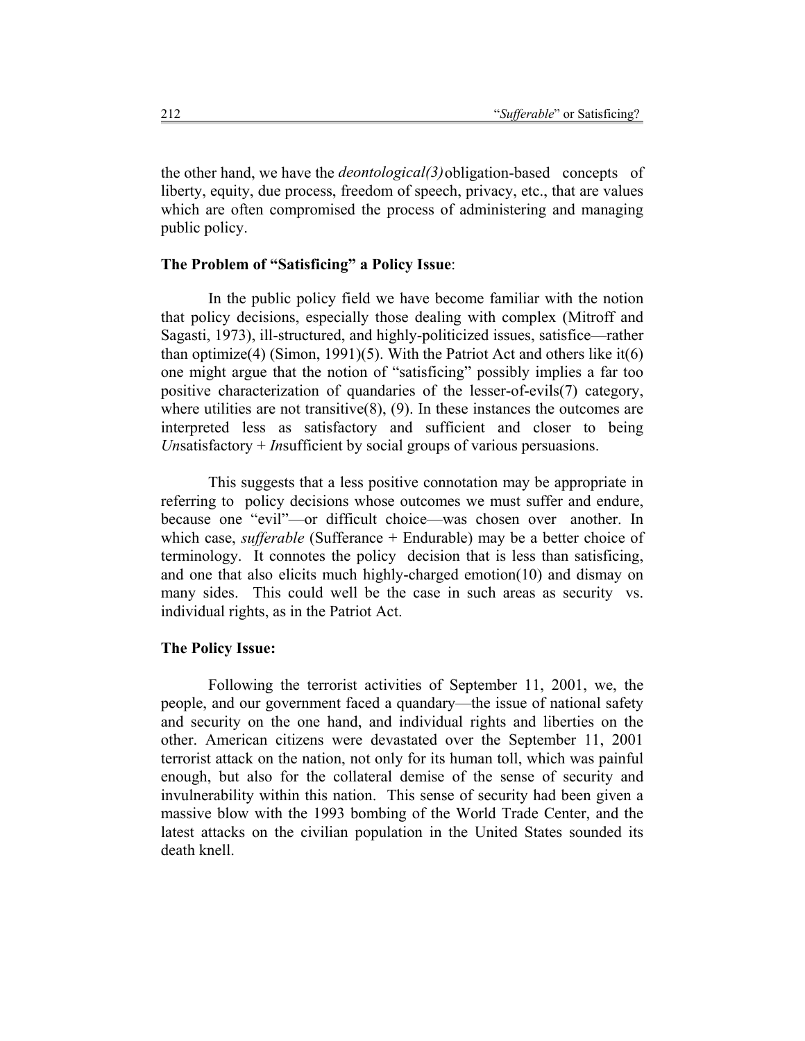the other hand, we have the *deontological(3)* obligation-based concepts of liberty, equity, due process, freedom of speech, privacy, etc., that are values which are often compromised the process of administering and managing public policy.

**The Problem of "Satisficing" a Policy Issue**:

In the public policy field we have become familiar with the notion that policy decisions, especially those dealing with complex (Mitroff and Sagasti, 1973), ill-structured, and highly-politicized issues, satisfice—rather than optimize(4) (Simon, 1991)(5). With the Patriot Act and others like it(6) one might argue that the notion of "satisficing" possibly implies a far too positive characterization of quandaries of the lesser-of-evils(7) category, where utilities are not transitive(8), (9). In these instances the outcomes are interpreted less as satisfactory and sufficient and closer to being *Un*satisfactory + *In*sufficient by social groups of various persuasions.

This suggests that a less positive connotation may be appropriate in referring to policy decisions whose outcomes we must suffer and endure, because one "evil"—or difficult choice—was chosen over another. In which case, *sufferable* (Sufferance + Endurable) may be a better choice of terminology. It connotes the policy decision that is less than satisficing, and one that also elicits much highly-charged emotion(10) and dismay on many sides. This could well be the case in such areas as security vs. individual rights, as in the Patriot Act.

**The Policy Issue:**

Following the terrorist activities of September 11, 2001, we, the people, and our government faced a quandary—the issue of national safety and security on the one hand, and individual rights and liberties on the other. American citizens were devastated over the September 11, 2001 terrorist attack on the nation, not only for its human toll, which was painful enough, but also for the collateral demise of the sense of security and invulnerability within this nation. This sense of security had been given a massive blow with the 1993 bombing of the World Trade Center, and the latest attacks on the civilian population in the United States sounded its death knell.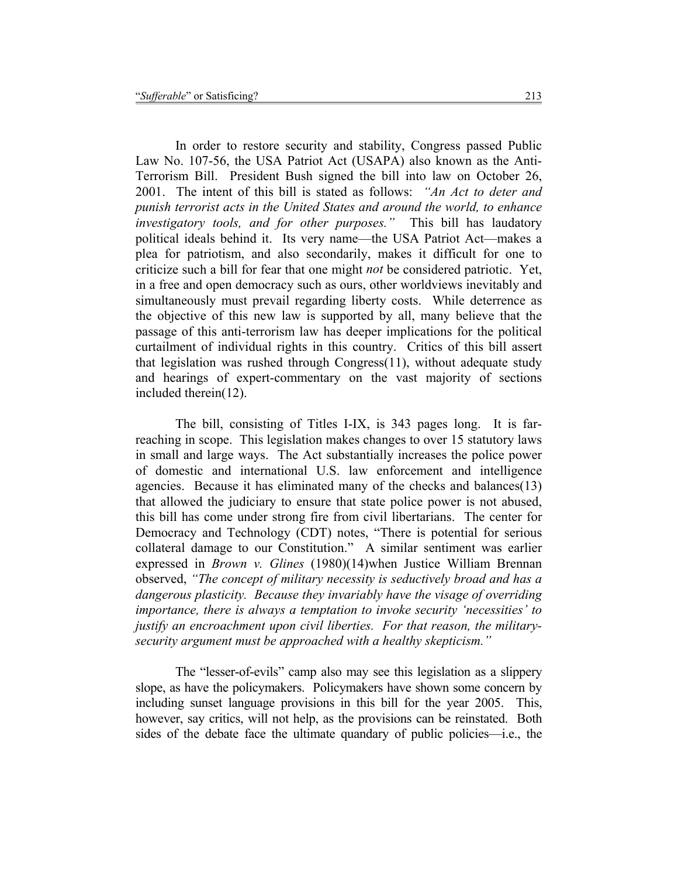In order to restore security and stability, Congress passed Public Law No. 107-56, the USA Patriot Act (USAPA) also known as the Anti-Terrorism Bill. President Bush signed the bill into law on October 26, 2001. The intent of this bill is stated as follows: *"An Act to deter and punish terrorist acts in the United States and around the world, to enhance investigatory tools, and for other purposes."* This bill has laudatory political ideals behind it. Its very name—the USA Patriot Act—makes a plea for patriotism, and also secondarily, makes it difficult for one to criticize such a bill for fear that one might *not* be considered patriotic. Yet, in a free and open democracy such as ours, other worldviews inevitably and simultaneously must prevail regarding liberty costs. While deterrence as the objective of this new law is supported by all, many believe that the passage of this anti-terrorism law has deeper implications for the political curtailment of individual rights in this country. Critics of this bill assert that legislation was rushed through Congress(11), without adequate study and hearings of expert-commentary on the vast majority of sections included therein(12).

The bill, consisting of Titles I-IX, is 343 pages long. It is far-reaching in scope. This legislation makes changes to over 15 statutory laws in small and large ways. The Act substantially increases the police power of domestic and international U.S. law enforcement and intelligence agencies. Because it has eliminated many of the checks and balances(13) that allowed the judiciary to ensure that state police power is not abused, this bill has come under strong fire from civil libertarians. The center for Democracy and Technology (CDT) notes, "There is potential for serious collateral damage to our Constitution." A similar sentiment was earlier expressed in *Brown v. Glines* (1980)(14)when Justice William Brennan observed, *"The concept of military necessity is seductively broad and has a dangerous plasticity. Because they invariably have the visage of overriding importance, there is always a temptation to invoke security 'necessities' to justify an encroachment upon civil liberties. For that reason, the military-security argument must be approached with a healthy skepticism."*

The "lesser-of-evils" camp also may see this legislation as a slippery slope, as have the policymakers. Policymakers have shown some concern by including sunset language provisions in this bill for the year 2005. This, however, say critics, will not help, as the provisions can be reinstated. Both sides of the debate face the ultimate quandary of public policies—i.e., the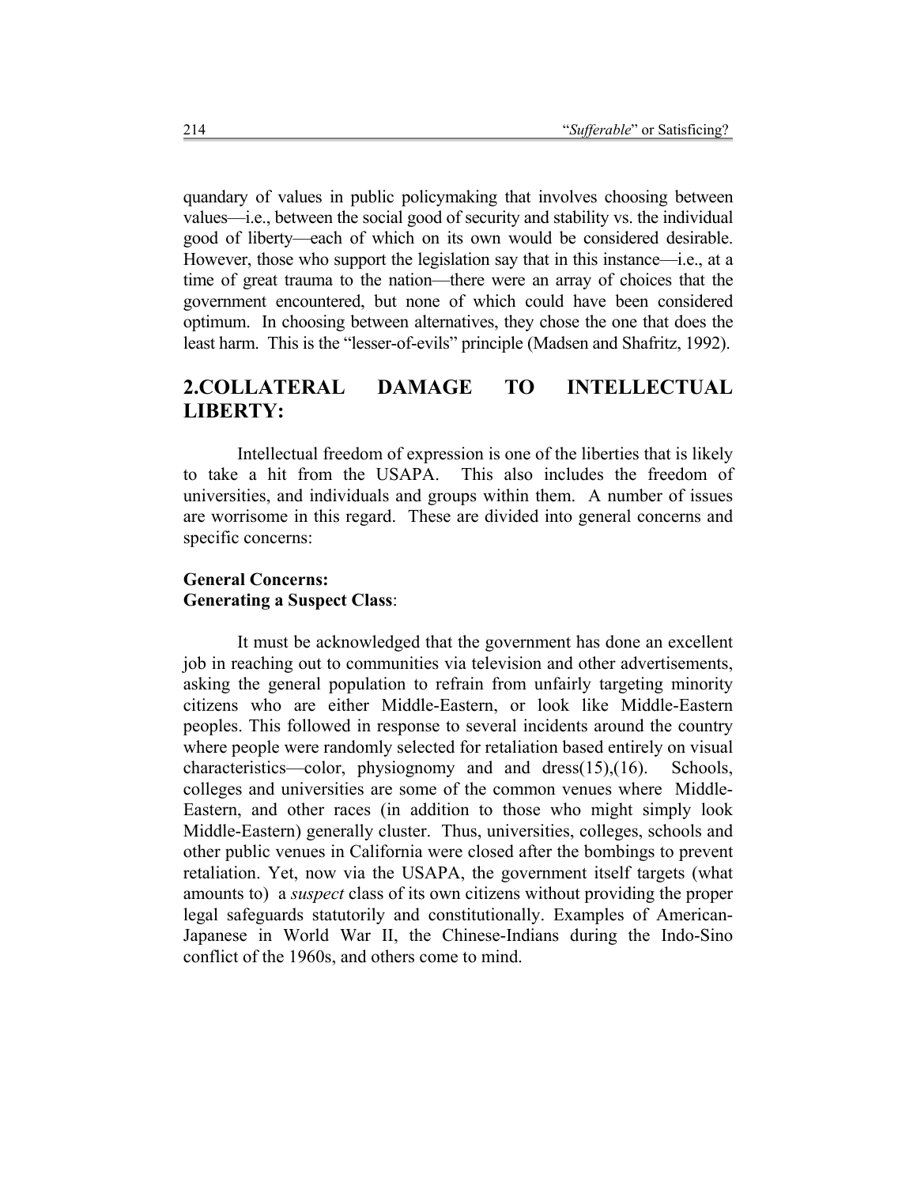quandary of values in public policymaking that involves choosing between values—i.e., between the social good of security and stability vs. the individual good of liberty—each of which on its own would be considered desirable. However, those who support the legislation say that in this instance—i.e., at a time of great trauma to the nation—there were an array of choices that the government encountered, but none of which could have been considered optimum. In choosing between alternatives, they chose the one that does the least harm. This is the "lesser-of-evils" principle (Madsen and Shafritz, 1992).

## 2.COLLATERAL DAMAGE TO INTELLECTUAL LIBERTY:

Intellectual freedom of expression is one of the liberties that is likely to take a hit from the USAPA. This also includes the freedom of universities, and individuals and groups within them. A number of issues are worrisome in this regard. These are divided into general concerns and specific concerns:

**General Concerns:**
**Generating a Suspect Class**:

It must be acknowledged that the government has done an excellent job in reaching out to communities via television and other advertisements, asking the general population to refrain from unfairly targeting minority citizens who are either Middle-Eastern, or look like Middle-Eastern peoples. This followed in response to several incidents around the country where people were randomly selected for retaliation based entirely on visual characteristics—color, physiognomy and and dress(15),(16). Schools, colleges and universities are some of the common venues where Middle-Eastern, and other races (in addition to those who might simply look Middle-Eastern) generally cluster. Thus, universities, colleges, schools and other public venues in California were closed after the bombings to prevent retaliation. Yet, now via the USAPA, the government itself targets (what amounts to) a *suspect* class of its own citizens without providing the proper legal safeguards statutorily and constitutionally. Examples of American-Japanese in World War II, the Chinese-Indians during the Indo-Sino conflict of the 1960s, and others come to mind.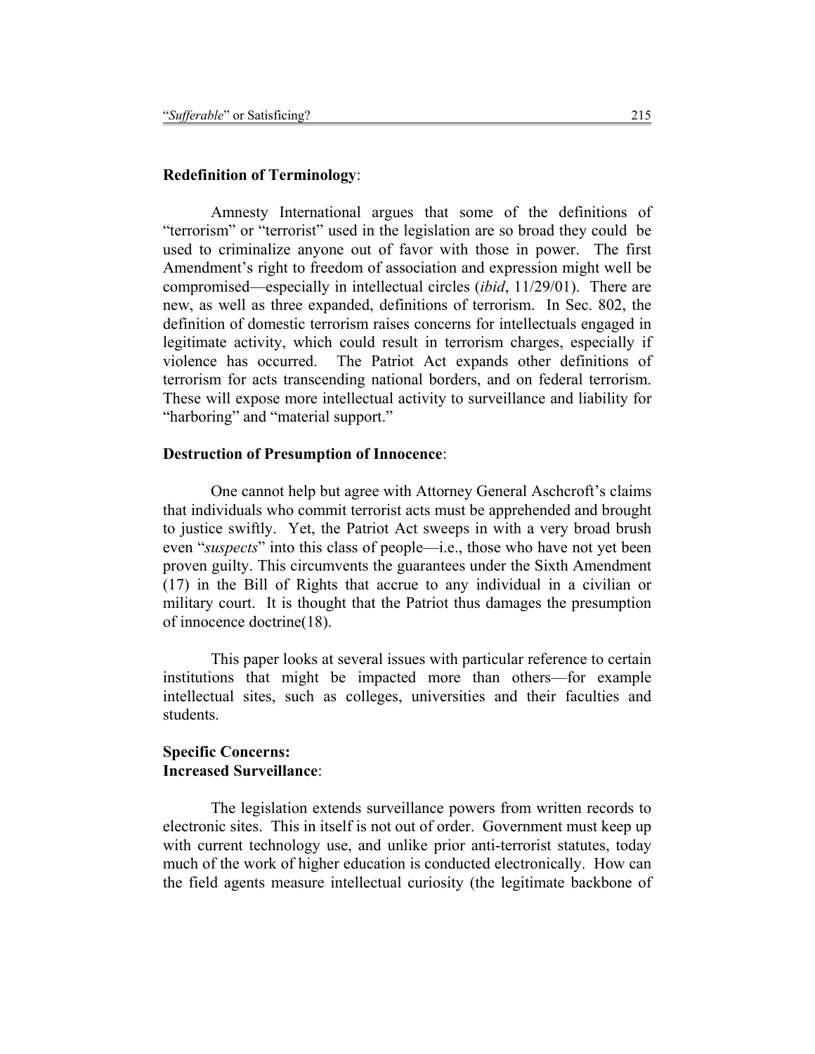**Redefinition of Terminology**:

Amnesty International argues that some of the definitions of "terrorism" or "terrorist" used in the legislation are so broad they could be used to criminalize anyone out of favor with those in power. The first Amendment's right to freedom of association and expression might well be compromised—especially in intellectual circles (*ibid*, 11/29/01). There are new, as well as three expanded, definitions of terrorism. In Sec. 802, the definition of domestic terrorism raises concerns for intellectuals engaged in legitimate activity, which could result in terrorism charges, especially if violence has occurred. The Patriot Act expands other definitions of terrorism for acts transcending national borders, and on federal terrorism. These will expose more intellectual activity to surveillance and liability for "harboring" and "material support."

**Destruction of Presumption of Innocence**:

One cannot help but agree with Attorney General Aschcroft's claims that individuals who commit terrorist acts must be apprehended and brought to justice swiftly. Yet, the Patriot Act sweeps in with a very broad brush even "*suspects*" into this class of people—i.e., those who have not yet been proven guilty. This circumvents the guarantees under the Sixth Amendment (17) in the Bill of Rights that accrue to any individual in a civilian or military court. It is thought that the Patriot thus damages the presumption of innocence doctrine(18).

This paper looks at several issues with particular reference to certain institutions that might be impacted more than others—for example intellectual sites, such as colleges, universities and their faculties and students.

**Specific Concerns:**
**Increased Surveillance**:

The legislation extends surveillance powers from written records to electronic sites. This in itself is not out of order. Government must keep up with current technology use, and unlike prior anti-terrorist statutes, today much of the work of higher education is conducted electronically. How can the field agents measure intellectual curiosity (the legitimate backbone of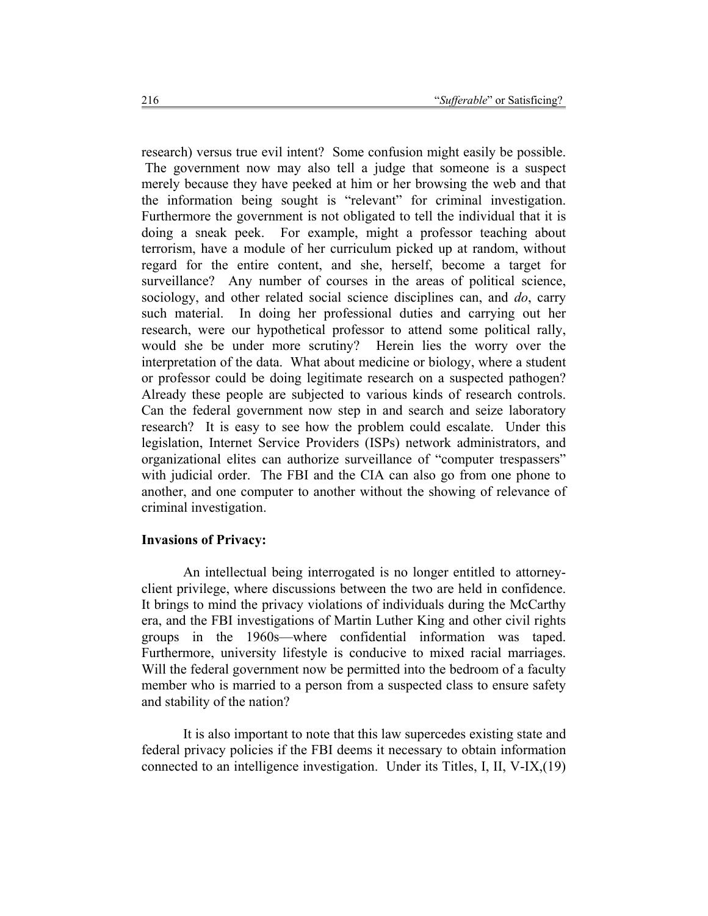research) versus true evil intent? Some confusion might easily be possible. The government now may also tell a judge that someone is a suspect merely because they have peeked at him or her browsing the web and that the information being sought is "relevant" for criminal investigation. Furthermore the government is not obligated to tell the individual that it is doing a sneak peek. For example, might a professor teaching about terrorism, have a module of her curriculum picked up at random, without regard for the entire content, and she, herself, become a target for surveillance? Any number of courses in the areas of political science, sociology, and other related social science disciplines can, and *do*, carry such material. In doing her professional duties and carrying out her research, were our hypothetical professor to attend some political rally, would she be under more scrutiny? Herein lies the worry over the interpretation of the data. What about medicine or biology, where a student or professor could be doing legitimate research on a suspected pathogen? Already these people are subjected to various kinds of research controls. Can the federal government now step in and search and seize laboratory research? It is easy to see how the problem could escalate. Under this legislation, Internet Service Providers (ISPs) network administrators, and organizational elites can authorize surveillance of "computer trespassers" with judicial order. The FBI and the CIA can also go from one phone to another, and one computer to another without the showing of relevance of criminal investigation.

**Invasions of Privacy:**

An intellectual being interrogated is no longer entitled to attorney-client privilege, where discussions between the two are held in confidence. It brings to mind the privacy violations of individuals during the McCarthy era, and the FBI investigations of Martin Luther King and other civil rights groups in the 1960s—where confidential information was taped. Furthermore, university lifestyle is conducive to mixed racial marriages. Will the federal government now be permitted into the bedroom of a faculty member who is married to a person from a suspected class to ensure safety and stability of the nation?

It is also important to note that this law supercedes existing state and federal privacy policies if the FBI deems it necessary to obtain information connected to an intelligence investigation. Under its Titles, I, II, V-IX,(19)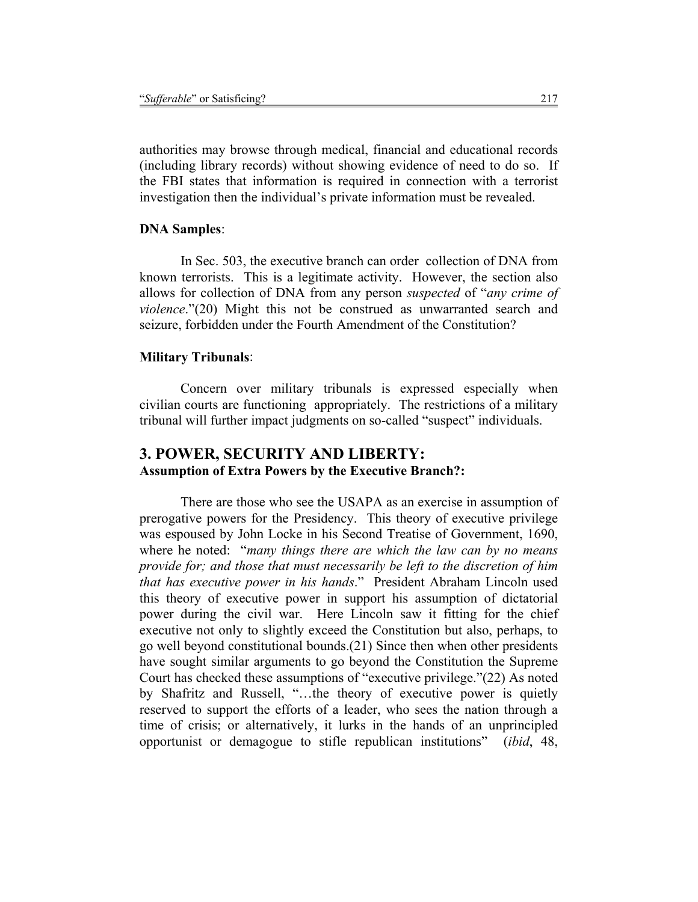authorities may browse through medical, financial and educational records (including library records) without showing evidence of need to do so. If the FBI states that information is required in connection with a terrorist investigation then the individual's private information must be revealed.

**DNA Samples**:

In Sec. 503, the executive branch can order collection of DNA from known terrorists. This is a legitimate activity. However, the section also allows for collection of DNA from any person *suspected* of "*any crime of violence*."(20) Might this not be construed as unwarranted search and seizure, forbidden under the Fourth Amendment of the Constitution?

**Military Tribunals**:

Concern over military tribunals is expressed especially when civilian courts are functioning appropriately. The restrictions of a military tribunal will further impact judgments on so-called "suspect" individuals.

## 3. POWER, SECURITY AND LIBERTY:
### Assumption of Extra Powers by the Executive Branch?:

There are those who see the USAPA as an exercise in assumption of prerogative powers for the Presidency. This theory of executive privilege was espoused by John Locke in his Second Treatise of Government, 1690, where he noted: "*many things there are which the law can by no means provide for; and those that must necessarily be left to the discretion of him that has executive power in his hands*." President Abraham Lincoln used this theory of executive power in support his assumption of dictatorial power during the civil war. Here Lincoln saw it fitting for the chief executive not only to slightly exceed the Constitution but also, perhaps, to go well beyond constitutional bounds.(21) Since then when other presidents have sought similar arguments to go beyond the Constitution the Supreme Court has checked these assumptions of "executive privilege."(22) As noted by Shafritz and Russell, "…the theory of executive power is quietly reserved to support the efforts of a leader, who sees the nation through a time of crisis; or alternatively, it lurks in the hands of an unprincipled opportunist or demagogue to stifle republican institutions" (*ibid*, 48,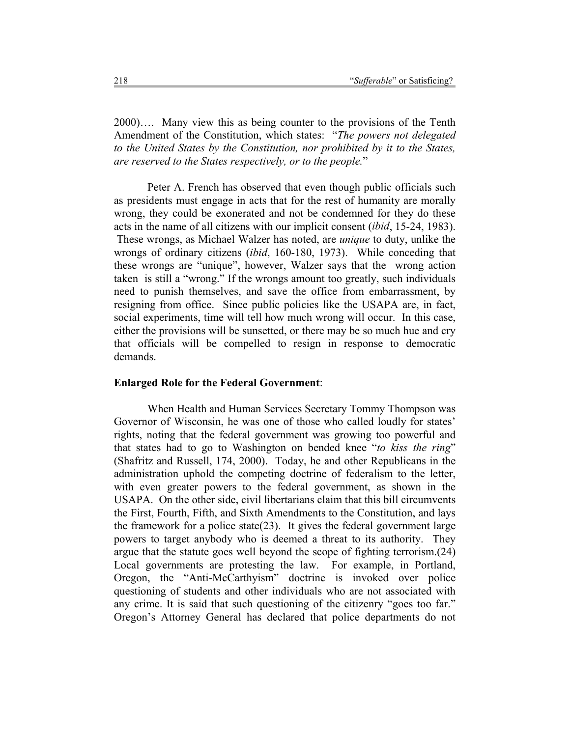2000)…. Many view this as being counter to the provisions of the Tenth Amendment of the Constitution, which states: "*The powers not delegated to the United States by the Constitution, nor prohibited by it to the States, are reserved to the States respectively, or to the people.*"

Peter A. French has observed that even though public officials such as presidents must engage in acts that for the rest of humanity are morally wrong, they could be exonerated and not be condemned for they do these acts in the name of all citizens with our implicit consent (*ibid*, 15-24, 1983). These wrongs, as Michael Walzer has noted, are *unique* to duty, unlike the wrongs of ordinary citizens (*ibid*, 160-180, 1973). While conceding that these wrongs are "unique", however, Walzer says that the wrong action taken is still a "wrong." If the wrongs amount too greatly, such individuals need to punish themselves, and save the office from embarrassment, by resigning from office. Since public policies like the USAPA are, in fact, social experiments, time will tell how much wrong will occur. In this case, either the provisions will be sunsetted, or there may be so much hue and cry that officials will be compelled to resign in response to democratic demands.

**Enlarged Role for the Federal Government**:

When Health and Human Services Secretary Tommy Thompson was Governor of Wisconsin, he was one of those who called loudly for states' rights, noting that the federal government was growing too powerful and that states had to go to Washington on bended knee "*to kiss the ring*" (Shafritz and Russell, 174, 2000). Today, he and other Republicans in the administration uphold the competing doctrine of federalism to the letter, with even greater powers to the federal government, as shown in the USAPA. On the other side, civil libertarians claim that this bill circumvents the First, Fourth, Fifth, and Sixth Amendments to the Constitution, and lays the framework for a police state(23). It gives the federal government large powers to target anybody who is deemed a threat to its authority. They argue that the statute goes well beyond the scope of fighting terrorism.(24) Local governments are protesting the law. For example, in Portland, Oregon, the "Anti-McCarthyism" doctrine is invoked over police questioning of students and other individuals who are not associated with any crime. It is said that such questioning of the citizenry "goes too far." Oregon's Attorney General has declared that police departments do not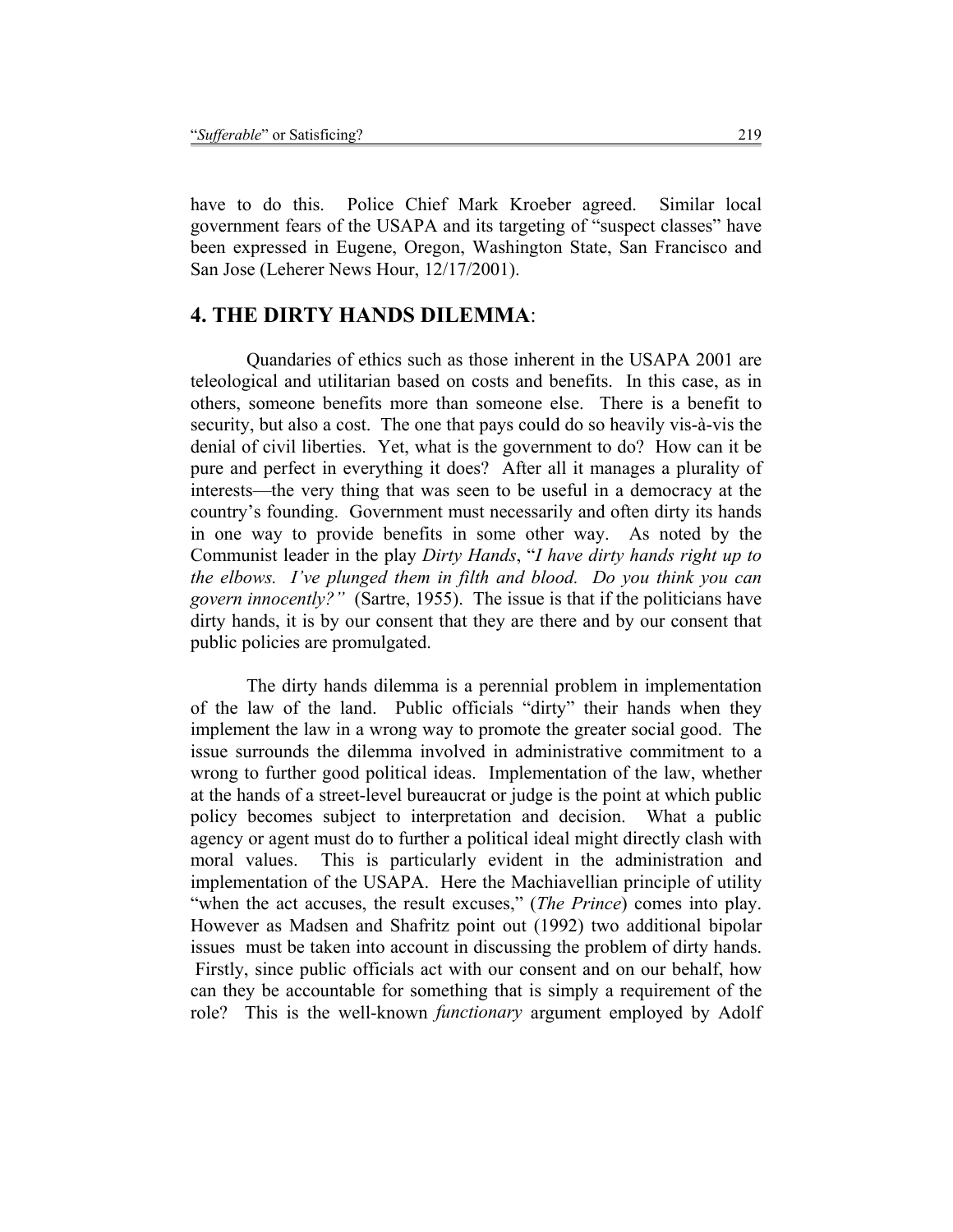have to do this. Police Chief Mark Kroeber agreed. Similar local government fears of the USAPA and its targeting of "suspect classes" have been expressed in Eugene, Oregon, Washington State, San Francisco and San Jose (Leherer News Hour, 12/17/2001).

## 4. THE DIRTY HANDS DILEMMA:

Quandaries of ethics such as those inherent in the USAPA 2001 are teleological and utilitarian based on costs and benefits. In this case, as in others, someone benefits more than someone else. There is a benefit to security, but also a cost. The one that pays could do so heavily vis-à-vis the denial of civil liberties. Yet, what is the government to do? How can it be pure and perfect in everything it does? After all it manages a plurality of interests—the very thing that was seen to be useful in a democracy at the country's founding. Government must necessarily and often dirty its hands in one way to provide benefits in some other way. As noted by the Communist leader in the play *Dirty Hands*, "*I have dirty hands right up to the elbows. I've plunged them in filth and blood. Do you think you can govern innocently?"* (Sartre, 1955). The issue is that if the politicians have dirty hands, it is by our consent that they are there and by our consent that public policies are promulgated.

The dirty hands dilemma is a perennial problem in implementation of the law of the land. Public officials "dirty" their hands when they implement the law in a wrong way to promote the greater social good. The issue surrounds the dilemma involved in administrative commitment to a wrong to further good political ideas. Implementation of the law, whether at the hands of a street-level bureaucrat or judge is the point at which public policy becomes subject to interpretation and decision. What a public agency or agent must do to further a political ideal might directly clash with moral values. This is particularly evident in the administration and implementation of the USAPA. Here the Machiavellian principle of utility "when the act accuses, the result excuses," (*The Prince*) comes into play. However as Madsen and Shafritz point out (1992) two additional bipolar issues must be taken into account in discussing the problem of dirty hands. Firstly, since public officials act with our consent and on our behalf, how can they be accountable for something that is simply a requirement of the role? This is the well-known *functionary* argument employed by Adolf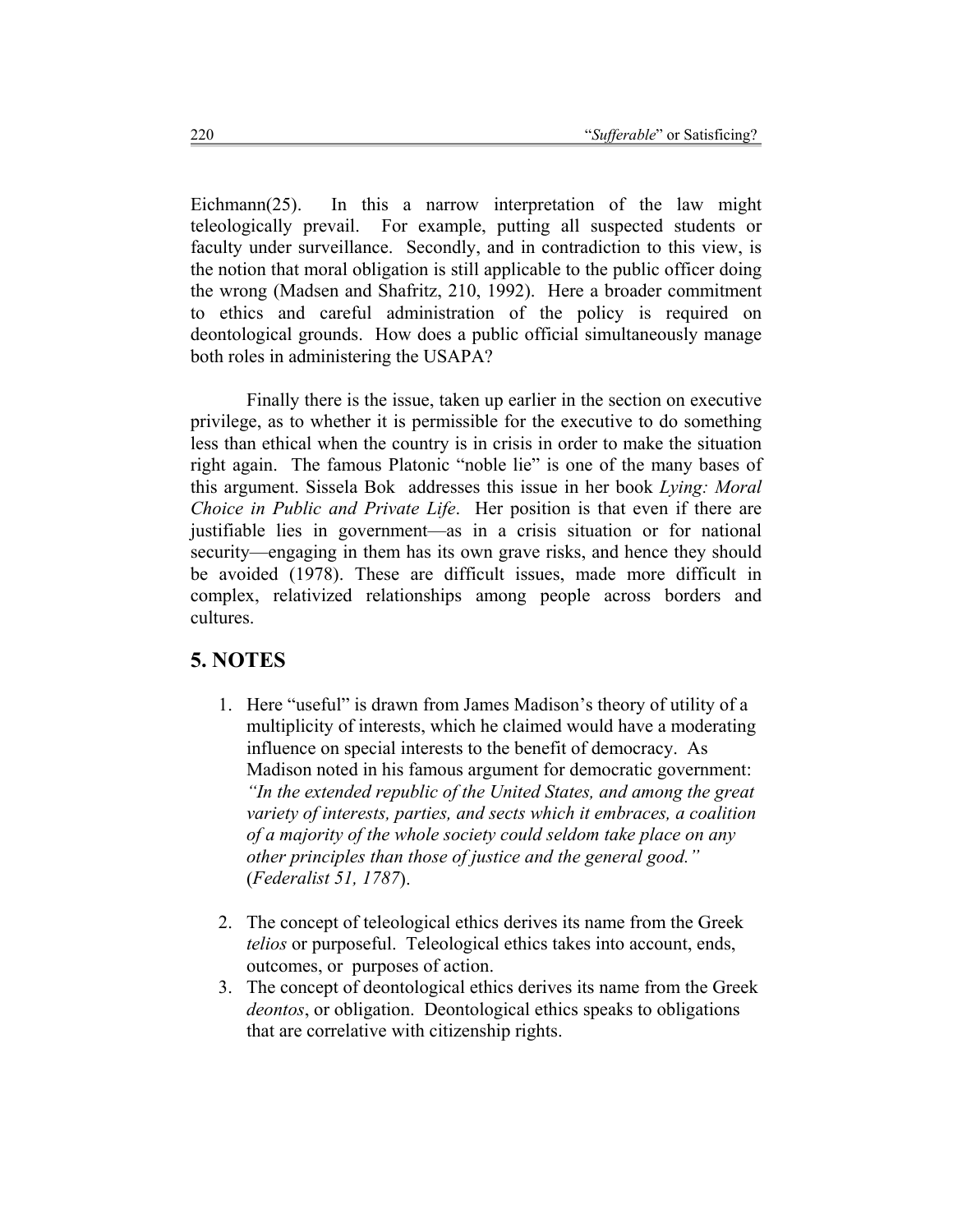Eichmann(25). In this a narrow interpretation of the law might teleologically prevail. For example, putting all suspected students or faculty under surveillance. Secondly, and in contradiction to this view, is the notion that moral obligation is still applicable to the public officer doing the wrong (Madsen and Shafritz, 210, 1992). Here a broader commitment to ethics and careful administration of the policy is required on deontological grounds. How does a public official simultaneously manage both roles in administering the USAPA?

Finally there is the issue, taken up earlier in the section on executive privilege, as to whether it is permissible for the executive to do something less than ethical when the country is in crisis in order to make the situation right again. The famous Platonic "noble lie" is one of the many bases of this argument. Sissela Bok addresses this issue in her book *Lying: Moral Choice in Public and Private Life*. Her position is that even if there are justifiable lies in government—as in a crisis situation or for national security—engaging in them has its own grave risks, and hence they should be avoided (1978). These are difficult issues, made more difficult in complex, relativized relationships among people across borders and cultures.

## 5. NOTES

1. Here "useful" is drawn from James Madison's theory of utility of a multiplicity of interests, which he claimed would have a moderating influence on special interests to the benefit of democracy. As Madison noted in his famous argument for democratic government: *"In the extended republic of the United States, and among the great variety of interests, parties, and sects which it embraces, a coalition of a majority of the whole society could seldom take place on any other principles than those of justice and the general good."* (*Federalist 51, 1787*).

2. The concept of teleological ethics derives its name from the Greek *telios* or purposeful. Teleological ethics takes into account, ends, outcomes, or purposes of action.
3. The concept of deontological ethics derives its name from the Greek *deontos*, or obligation. Deontological ethics speaks to obligations that are correlative with citizenship rights.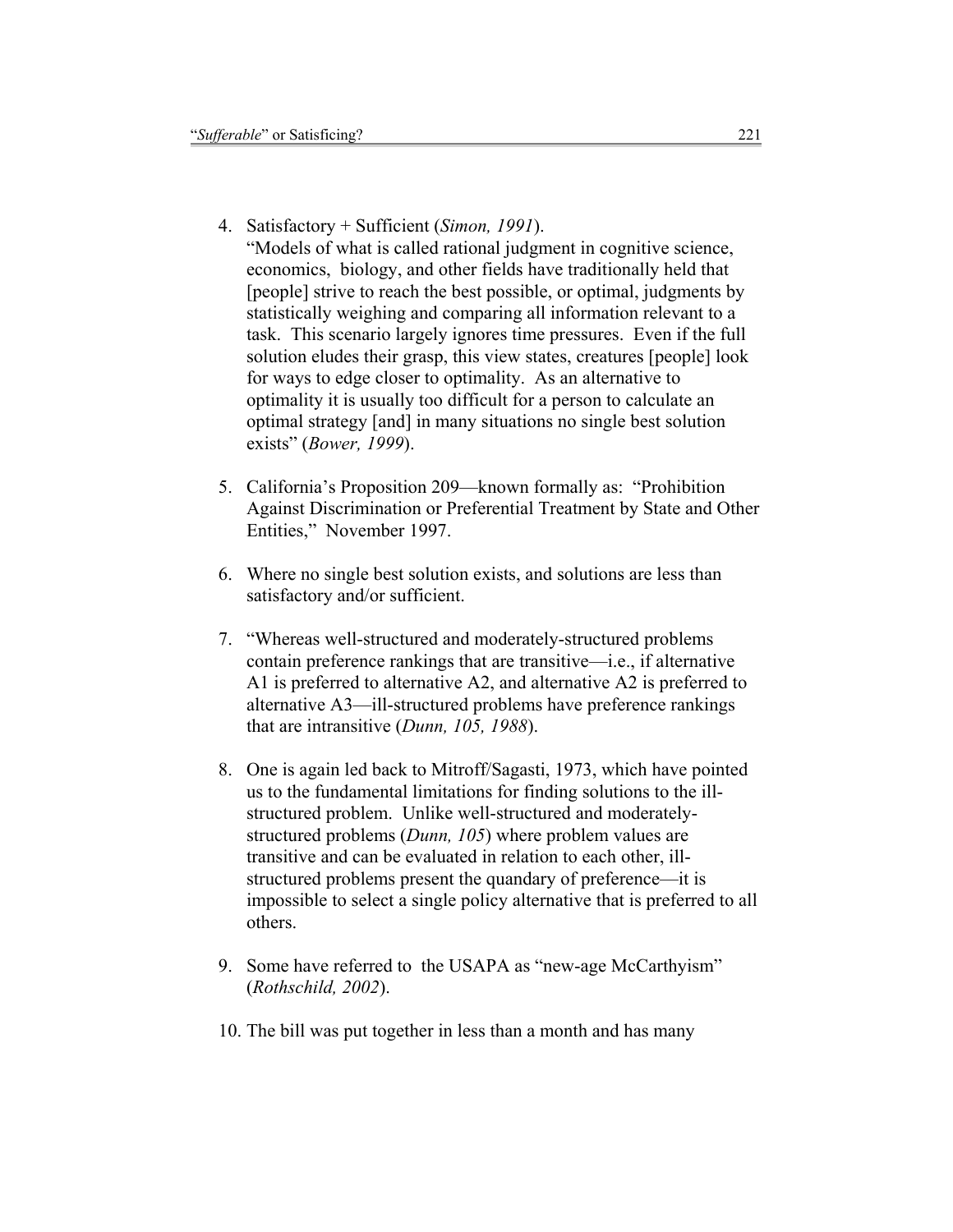4. Satisfactory + Sufficient (*Simon, 1991*).
   "Models of what is called rational judgment in cognitive science, economics, biology, and other fields have traditionally held that [people] strive to reach the best possible, or optimal, judgments by statistically weighing and comparing all information relevant to a task. This scenario largely ignores time pressures. Even if the full solution eludes their grasp, this view states, creatures [people] look for ways to edge closer to optimality. As an alternative to optimality it is usually too difficult for a person to calculate an optimal strategy [and] in many situations no single best solution exists" (*Bower, 1999*).

5. California's Proposition 209—known formally as: "Prohibition Against Discrimination or Preferential Treatment by State and Other Entities," November 1997.

6. Where no single best solution exists, and solutions are less than satisfactory and/or sufficient.

7. "Whereas well-structured and moderately-structured problems contain preference rankings that are transitive—i.e., if alternative A1 is preferred to alternative A2, and alternative A2 is preferred to alternative A3—ill-structured problems have preference rankings that are intransitive (*Dunn, 105, 1988*).

8. One is again led back to Mitroff/Sagasti, 1973, which have pointed us to the fundamental limitations for finding solutions to the ill-structured problem. Unlike well-structured and moderately-structured problems (*Dunn, 105*) where problem values are transitive and can be evaluated in relation to each other, ill-structured problems present the quandary of preference—it is impossible to select a single policy alternative that is preferred to all others.

9. Some have referred to the USAPA as "new-age McCarthyism" (*Rothschild, 2002*).

10. The bill was put together in less than a month and has many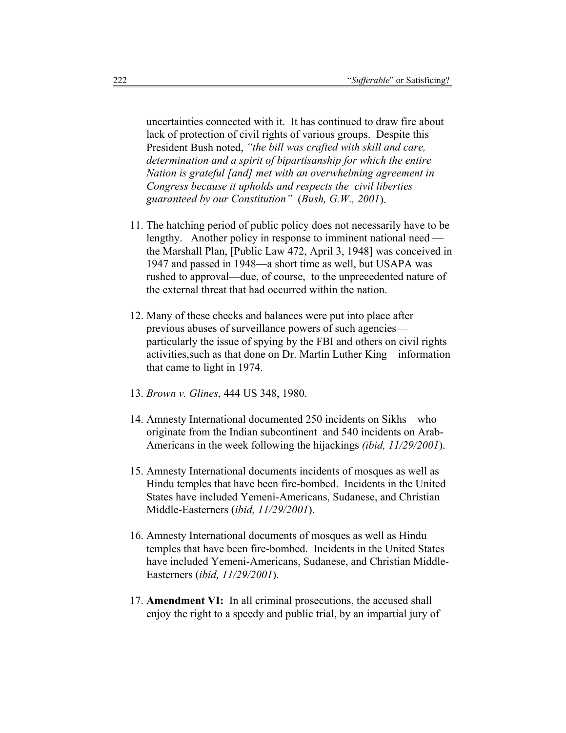uncertainties connected with it. It has continued to draw fire about lack of protection of civil rights of various groups. Despite this President Bush noted, *"the bill was crafted with skill and care, determination and a spirit of bipartisanship for which the entire Nation is grateful [and] met with an overwhelming agreement in Congress because it upholds and respects the civil liberties guaranteed by our Constitution"* (*Bush, G.W., 2001*).

11. The hatching period of public policy does not necessarily have to be lengthy. Another policy in response to imminent national need — the Marshall Plan, [Public Law 472, April 3, 1948] was conceived in 1947 and passed in 1948—a short time as well, but USAPA was rushed to approval—due, of course, to the unprecedented nature of the external threat that had occurred within the nation.

12. Many of these checks and balances were put into place after previous abuses of surveillance powers of such agencies—particularly the issue of spying by the FBI and others on civil rights activities,such as that done on Dr. Martin Luther King—information that came to light in 1974.

13. *Brown v. Glines*, 444 US 348, 1980.

14. Amnesty International documented 250 incidents on Sikhs—who originate from the Indian subcontinent and 540 incidents on Arab-Americans in the week following the hijackings *(ibid, 11/29/2001*).

15. Amnesty International documents incidents of mosques as well as Hindu temples that have been fire-bombed. Incidents in the United States have included Yemeni-Americans, Sudanese, and Christian Middle-Easterners (*ibid, 11/29/2001*).

16. Amnesty International documents of mosques as well as Hindu temples that have been fire-bombed. Incidents in the United States have included Yemeni-Americans, Sudanese, and Christian Middle-Easterners (*ibid, 11/29/2001*).

17. **Amendment VI:** In all criminal prosecutions, the accused shall enjoy the right to a speedy and public trial, by an impartial jury of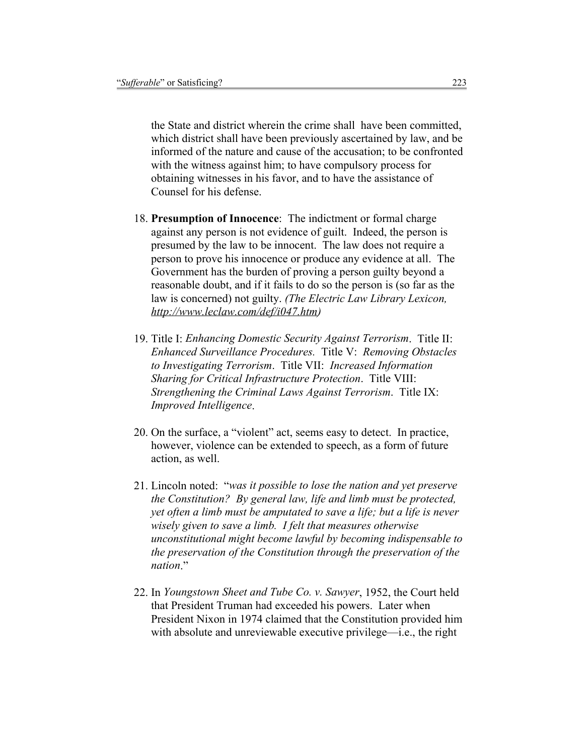the State and district wherein the crime shall have been committed, which district shall have been previously ascertained by law, and be informed of the nature and cause of the accusation; to be confronted with the witness against him; to have compulsory process for obtaining witnesses in his favor, and to have the assistance of Counsel for his defense.

18. **Presumption of Innocence**: The indictment or formal charge against any person is not evidence of guilt. Indeed, the person is presumed by the law to be innocent. The law does not require a person to prove his innocence or produce any evidence at all. The Government has the burden of proving a person guilty beyond a reasonable doubt, and if it fails to do so the person is (so far as the law is concerned) not guilty. *(The Electric Law Library Lexicon, http://www.leclaw.com/def/i047.htm)*

19. Title I: *Enhancing Domestic Security Against Terrorism*. Title II: *Enhanced Surveillance Procedures.* Title V: *Removing Obstacles to Investigating Terrorism*. Title VII: *Increased Information Sharing for Critical Infrastructure Protection*. Title VIII: *Strengthening the Criminal Laws Against Terrorism*. Title IX: *Improved Intelligence*.

20. On the surface, a "violent" act, seems easy to detect. In practice, however, violence can be extended to speech, as a form of future action, as well.

21. Lincoln noted: "*was it possible to lose the nation and yet preserve the Constitution? By general law, life and limb must be protected, yet often a limb must be amputated to save a life; but a life is never wisely given to save a limb. I felt that measures otherwise unconstitutional might become lawful by becoming indispensable to the preservation of the Constitution through the preservation of the nation*."

22. In *Youngstown Sheet and Tube Co. v. Sawyer*, 1952, the Court held that President Truman had exceeded his powers. Later when President Nixon in 1974 claimed that the Constitution provided him with absolute and unreviewable executive privilege—i.e., the right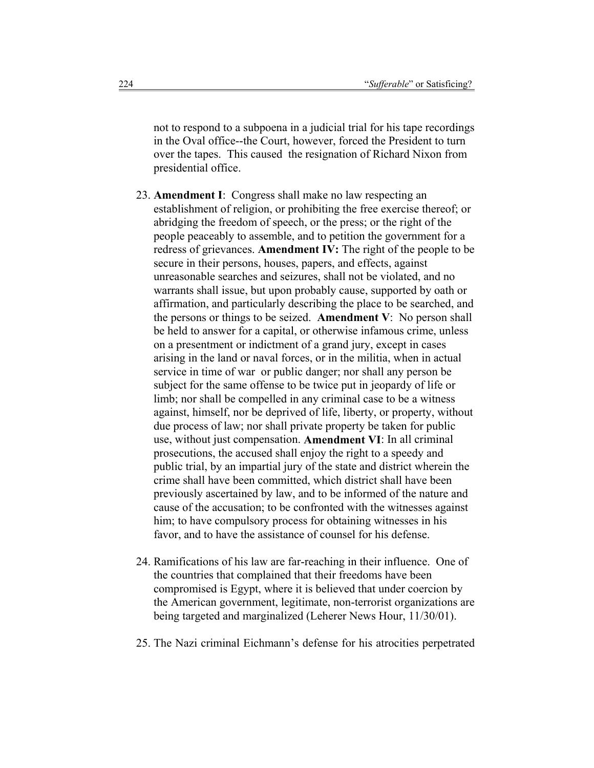not to respond to a subpoena in a judicial trial for his tape recordings in the Oval office--the Court, however, forced the President to turn over the tapes. This caused the resignation of Richard Nixon from presidential office.

23. **Amendment I**: Congress shall make no law respecting an establishment of religion, or prohibiting the free exercise thereof; or abridging the freedom of speech, or the press; or the right of the people peaceably to assemble, and to petition the government for a redress of grievances. **Amendment IV:** The right of the people to be secure in their persons, houses, papers, and effects, against unreasonable searches and seizures, shall not be violated, and no warrants shall issue, but upon probably cause, supported by oath or affirmation, and particularly describing the place to be searched, and the persons or things to be seized. **Amendment V**: No person shall be held to answer for a capital, or otherwise infamous crime, unless on a presentment or indictment of a grand jury, except in cases arising in the land or naval forces, or in the militia, when in actual service in time of war or public danger; nor shall any person be subject for the same offense to be twice put in jeopardy of life or limb; nor shall be compelled in any criminal case to be a witness against, himself, nor be deprived of life, liberty, or property, without due process of law; nor shall private property be taken for public use, without just compensation. **Amendment VI**: In all criminal prosecutions, the accused shall enjoy the right to a speedy and public trial, by an impartial jury of the state and district wherein the crime shall have been committed, which district shall have been previously ascertained by law, and to be informed of the nature and cause of the accusation; to be confronted with the witnesses against him; to have compulsory process for obtaining witnesses in his favor, and to have the assistance of counsel for his defense.

24. Ramifications of his law are far-reaching in their influence. One of the countries that complained that their freedoms have been compromised is Egypt, where it is believed that under coercion by the American government, legitimate, non-terrorist organizations are being targeted and marginalized (Leherer News Hour, 11/30/01).

25. The Nazi criminal Eichmann's defense for his atrocities perpetrated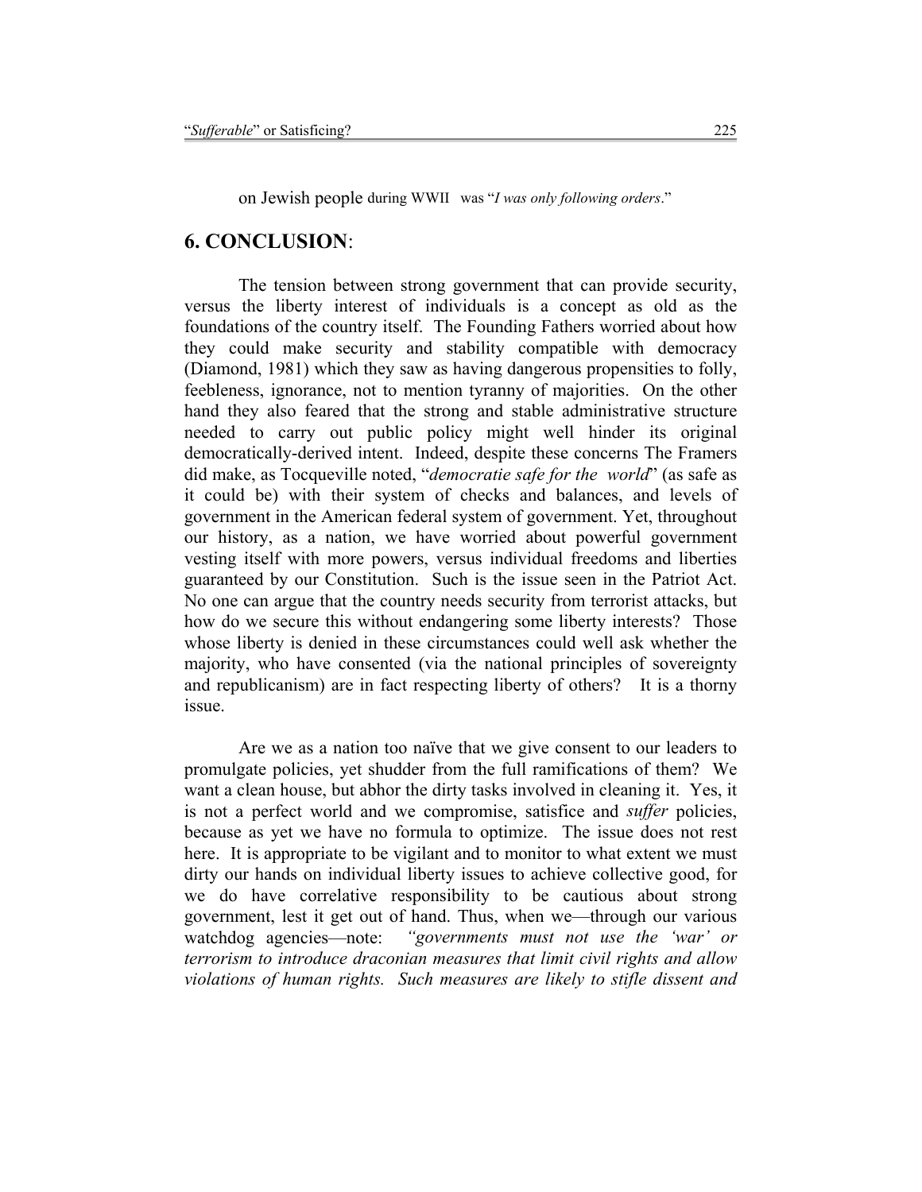on Jewish people during WWII was "*I was only following orders*."

## 6. CONCLUSION:

The tension between strong government that can provide security, versus the liberty interest of individuals is a concept as old as the foundations of the country itself. The Founding Fathers worried about how they could make security and stability compatible with democracy (Diamond, 1981) which they saw as having dangerous propensities to folly, feebleness, ignorance, not to mention tyranny of majorities. On the other hand they also feared that the strong and stable administrative structure needed to carry out public policy might well hinder its original democratically-derived intent. Indeed, despite these concerns The Framers did make, as Tocqueville noted, "*democratie safe for the world*" (as safe as it could be) with their system of checks and balances, and levels of government in the American federal system of government. Yet, throughout our history, as a nation, we have worried about powerful government vesting itself with more powers, versus individual freedoms and liberties guaranteed by our Constitution. Such is the issue seen in the Patriot Act. No one can argue that the country needs security from terrorist attacks, but how do we secure this without endangering some liberty interests? Those whose liberty is denied in these circumstances could well ask whether the majority, who have consented (via the national principles of sovereignty and republicanism) are in fact respecting liberty of others? It is a thorny issue.

Are we as a nation too naïve that we give consent to our leaders to promulgate policies, yet shudder from the full ramifications of them? We want a clean house, but abhor the dirty tasks involved in cleaning it. Yes, it is not a perfect world and we compromise, satisfice and *suffer* policies, because as yet we have no formula to optimize. The issue does not rest here. It is appropriate to be vigilant and to monitor to what extent we must dirty our hands on individual liberty issues to achieve collective good, for we do have correlative responsibility to be cautious about strong government, lest it get out of hand. Thus, when we—through our various watchdog agencies—note: *"governments must not use the 'war' or terrorism to introduce draconian measures that limit civil rights and allow violations of human rights. Such measures are likely to stifle dissent and*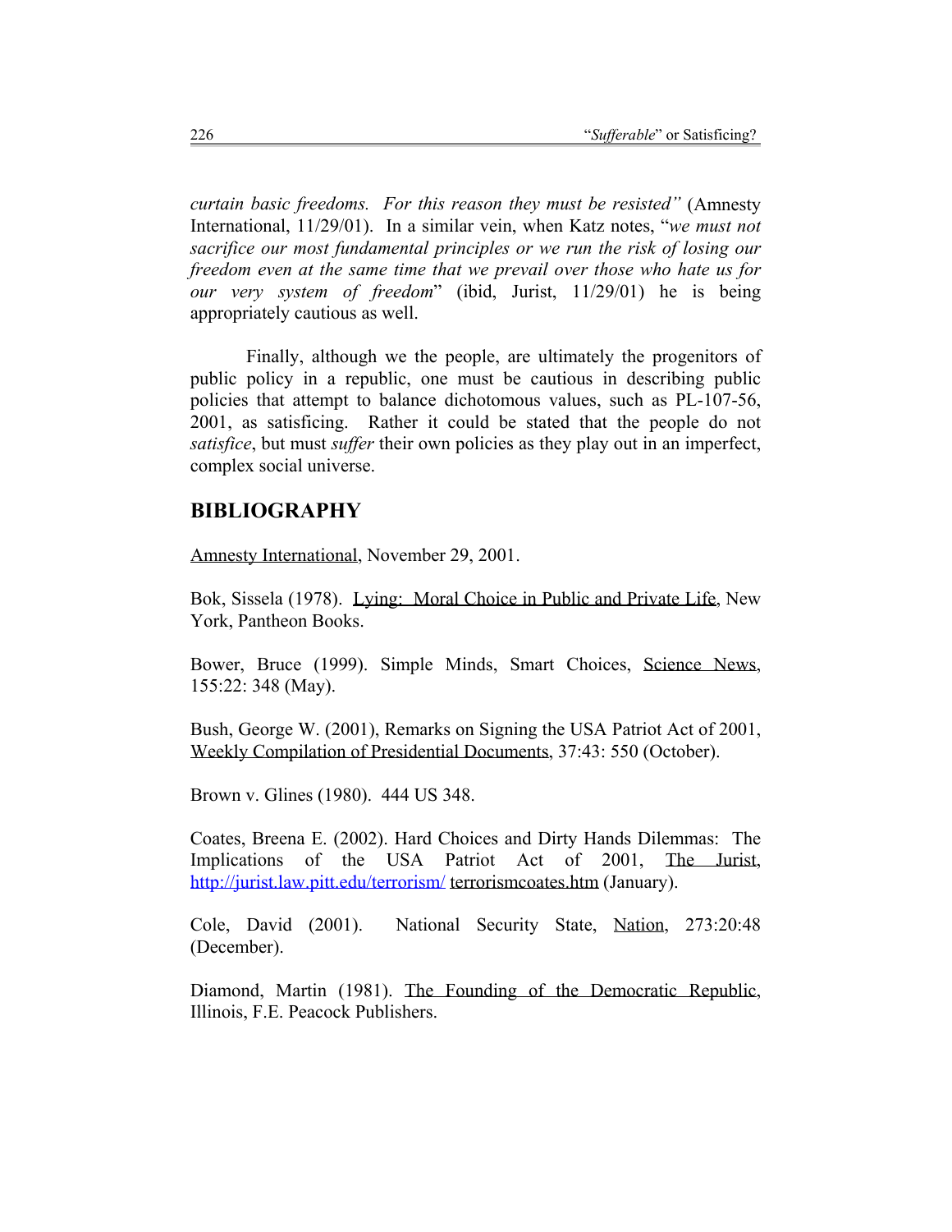*curtain basic freedoms. For this reason they must be resisted"* (Amnesty International, 11/29/01). In a similar vein, when Katz notes, "*we must not sacrifice our most fundamental principles or we run the risk of losing our freedom even at the same time that we prevail over those who hate us for our very system of freedom*" (ibid, Jurist, 11/29/01) he is being appropriately cautious as well.

Finally, although we the people, are ultimately the progenitors of public policy in a republic, one must be cautious in describing public policies that attempt to balance dichotomous values, such as PL-107-56, 2001, as satisficing. Rather it could be stated that the people do not *satisfice*, but must *suffer* their own policies as they play out in an imperfect, complex social universe.

## BIBLIOGRAPHY

Amnesty International, November 29, 2001.

Bok, Sissela (1978). Lying: Moral Choice in Public and Private Life, New York, Pantheon Books.

Bower, Bruce (1999). Simple Minds, Smart Choices, Science News, 155:22: 348 (May).

Bush, George W. (2001), Remarks on Signing the USA Patriot Act of 2001, Weekly Compilation of Presidential Documents, 37:43: 550 (October).

Brown v. Glines (1980). 444 US 348.

Coates, Breena E. (2002). Hard Choices and Dirty Hands Dilemmas: The Implications of the USA Patriot Act of 2001, The Jurist, http://jurist.law.pitt.edu/terrorism/ terrorismcoates.htm (January).

Cole, David (2001). National Security State, Nation, 273:20:48 (December).

Diamond, Martin (1981). The Founding of the Democratic Republic, Illinois, F.E. Peacock Publishers.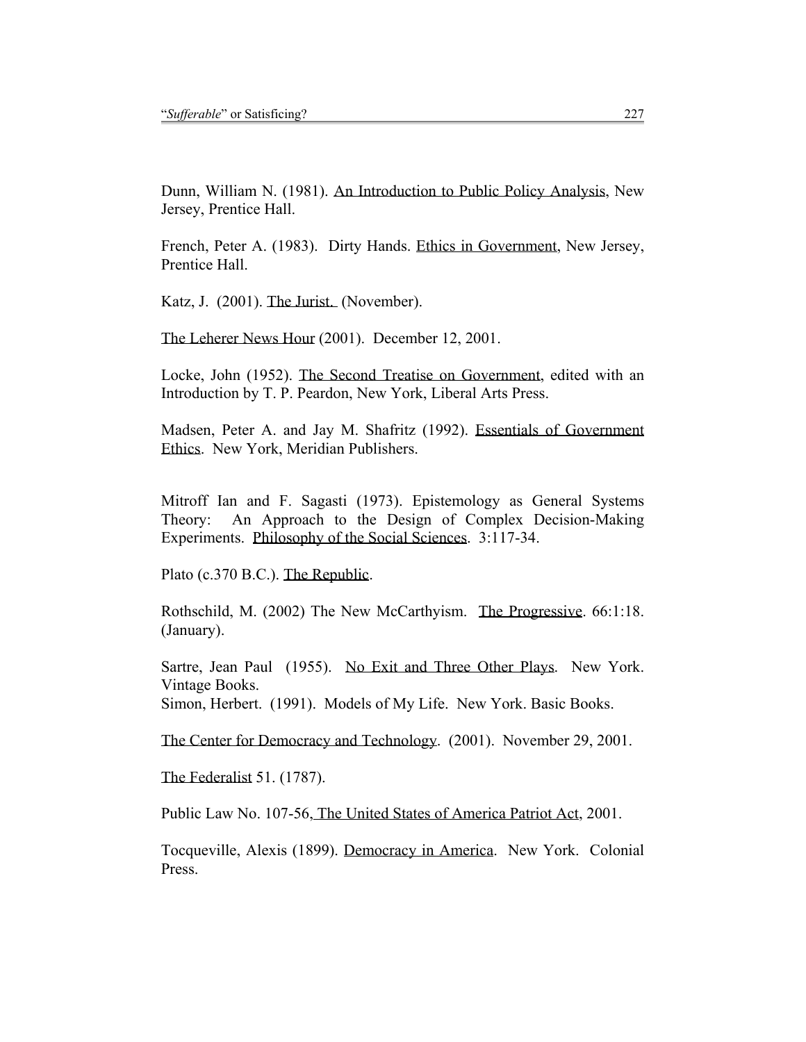Dunn, William N. (1981). An Introduction to Public Policy Analysis, New Jersey, Prentice Hall.

French, Peter A. (1983). Dirty Hands. Ethics in Government, New Jersey, Prentice Hall.

Katz, J. (2001). The Jurist. (November).

The Leherer News Hour (2001). December 12, 2001.

Locke, John (1952). The Second Treatise on Government, edited with an Introduction by T. P. Peardon, New York, Liberal Arts Press.

Madsen, Peter A. and Jay M. Shafritz (1992). Essentials of Government Ethics. New York, Meridian Publishers.

Mitroff Ian and F. Sagasti (1973). Epistemology as General Systems Theory: An Approach to the Design of Complex Decision-Making Experiments. Philosophy of the Social Sciences. 3:117-34.

Plato (c.370 B.C.). The Republic.

Rothschild, M. (2002) The New McCarthyism. The Progressive. 66:1:18. (January).

Sartre, Jean Paul (1955). No Exit and Three Other Plays. New York. Vintage Books.

Simon, Herbert. (1991). Models of My Life. New York. Basic Books.

The Center for Democracy and Technology. (2001). November 29, 2001.

The Federalist 51. (1787).

Public Law No. 107-56, The United States of America Patriot Act, 2001.

Tocqueville, Alexis (1899). Democracy in America. New York. Colonial Press.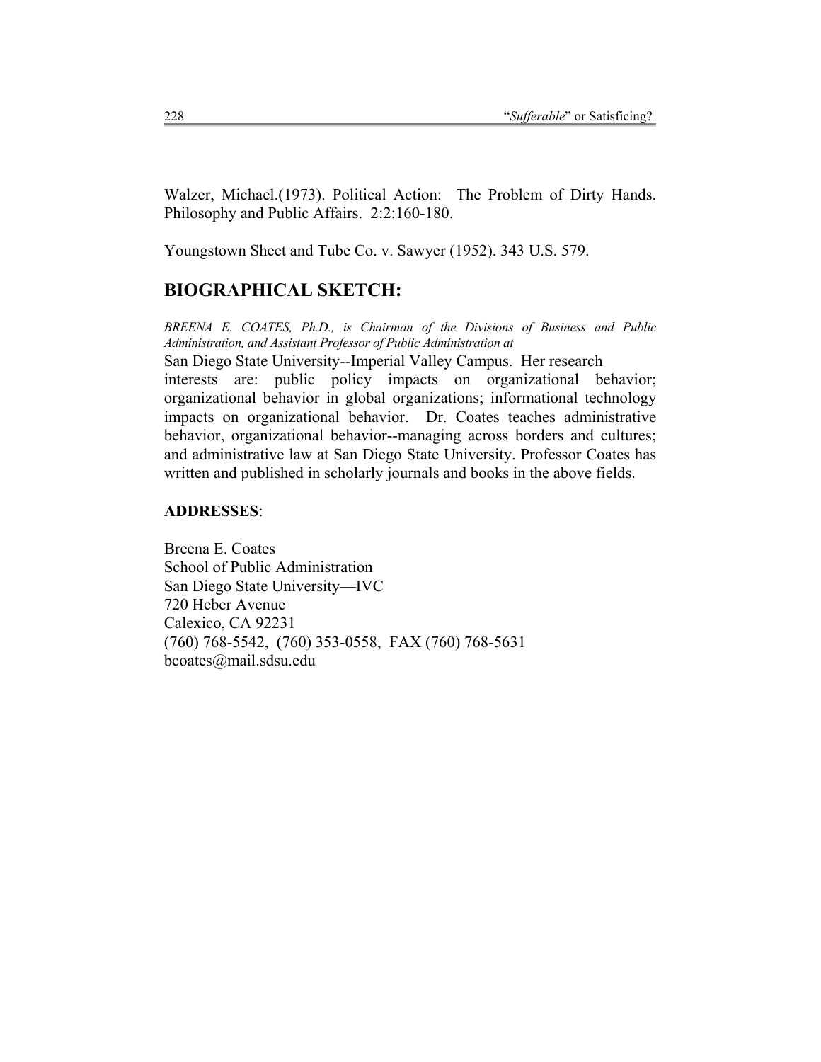Walzer, Michael.(1973). Political Action: The Problem of Dirty Hands. Philosophy and Public Affairs. 2:2:160-180.

Youngstown Sheet and Tube Co. v. Sawyer (1952). 343 U.S. 579.

## BIOGRAPHICAL SKETCH:

*BREENA E. COATES, Ph.D., is Chairman of the Divisions of Business and Public Administration, and Assistant Professor of Public Administration at* San Diego State University--Imperial Valley Campus. Her research interests are: public policy impacts on organizational behavior; organizational behavior in global organizations; informational technology impacts on organizational behavior. Dr. Coates teaches administrative behavior, organizational behavior--managing across borders and cultures; and administrative law at San Diego State University. Professor Coates has written and published in scholarly journals and books in the above fields.

**ADDRESSES**:

Breena E. Coates  
School of Public Administration  
San Diego State University—IVC  
720 Heber Avenue  
Calexico, CA 92231  
(760) 768-5542, (760) 353-0558, FAX (760) 768-5631  
bcoates@mail.sdsu.edu